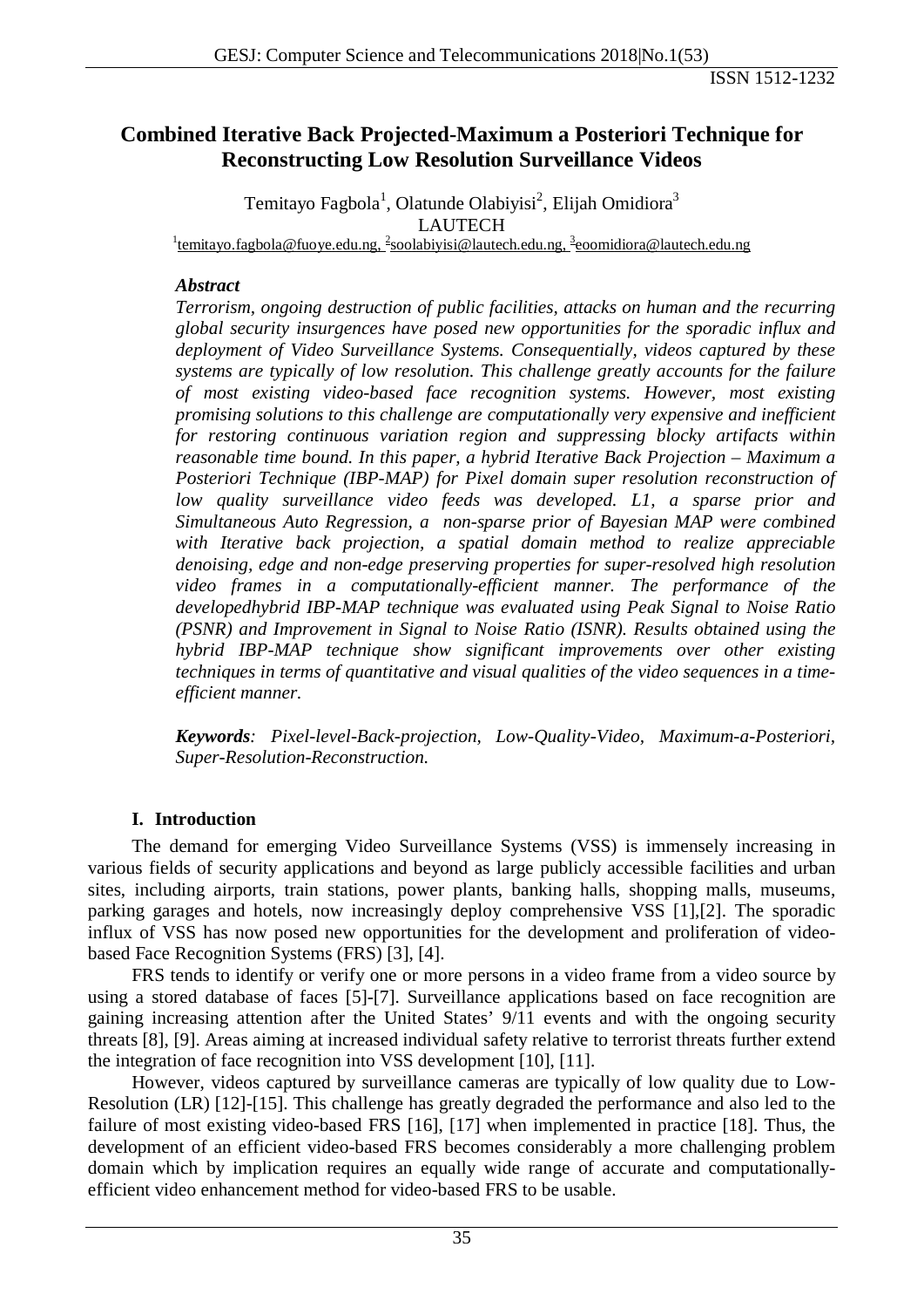# Combined Iterative Back Projected-Maximum a Posteriori Technique for Reconstructing Low Resolution Surveillance Videos

Temitayo Fagbola[1], Olatunde Olabiyisi[2], Elijah Omidiora[3]
LAUTECH
[1]temitayo.fagbola@fuoye.edu.ng, [2]soolabiyisi@lautech.edu.ng, [3]eoomidiora@lautech.edu.ng

***Abstract***

*Terrorism, ongoing destruction of public facilities, attacks on human and the recurring global security insurgences have posed new opportunities for the sporadic influx and deployment of Video Surveillance Systems. Consequentially, videos captured by these systems are typically of low resolution. This challenge greatly accounts for the failure of most existing video-based face recognition systems. However, most existing promising solutions to this challenge are computationally very expensive and inefficient for restoring continuous variation region and suppressing blocky artifacts within reasonable time bound. In this paper, a hybrid Iterative Back Projection – Maximum a Posteriori Technique (IBP-MAP) for Pixel domain super resolution reconstruction of low quality surveillance video feeds was developed. L1, a sparse prior and Simultaneous Auto Regression, a non-sparse prior of Bayesian MAP were combined with Iterative back projection, a spatial domain method to realize appreciable denoising, edge and non-edge preserving properties for super-resolved high resolution video frames in a computationally-efficient manner. The performance of the developedhybrid IBP-MAP technique was evaluated using Peak Signal to Noise Ratio (PSNR) and Improvement in Signal to Noise Ratio (ISNR). Results obtained using the hybrid IBP-MAP technique show significant improvements over other existing techniques in terms of quantitative and visual qualities of the video sequences in a time-efficient manner.*

***Keywords****: Pixel-level-Back-projection, Low-Quality-Video, Maximum-a-Posteriori, Super-Resolution-Reconstruction.*

## I. Introduction

The demand for emerging Video Surveillance Systems (VSS) is immensely increasing in various fields of security applications and beyond as large publicly accessible facilities and urban sites, including airports, train stations, power plants, banking halls, shopping malls, museums, parking garages and hotels, now increasingly deploy comprehensive VSS [1],[2]. The sporadic influx of VSS has now posed new opportunities for the development and proliferation of video-based Face Recognition Systems (FRS) [3], [4].

FRS tends to identify or verify one or more persons in a video frame from a video source by using a stored database of faces [5]-[7]. Surveillance applications based on face recognition are gaining increasing attention after the United States' 9/11 events and with the ongoing security threats [8], [9]. Areas aiming at increased individual safety relative to terrorist threats further extend the integration of face recognition into VSS development [10], [11].

However, videos captured by surveillance cameras are typically of low quality due to Low-Resolution (LR) [12]-[15]. This challenge has greatly degraded the performance and also led to the failure of most existing video-based FRS [16], [17] when implemented in practice [18]. Thus, the development of an efficient video-based FRS becomes considerably a more challenging problem domain which by implication requires an equally wide range of accurate and computationally-efficient video enhancement method for video-based FRS to be usable.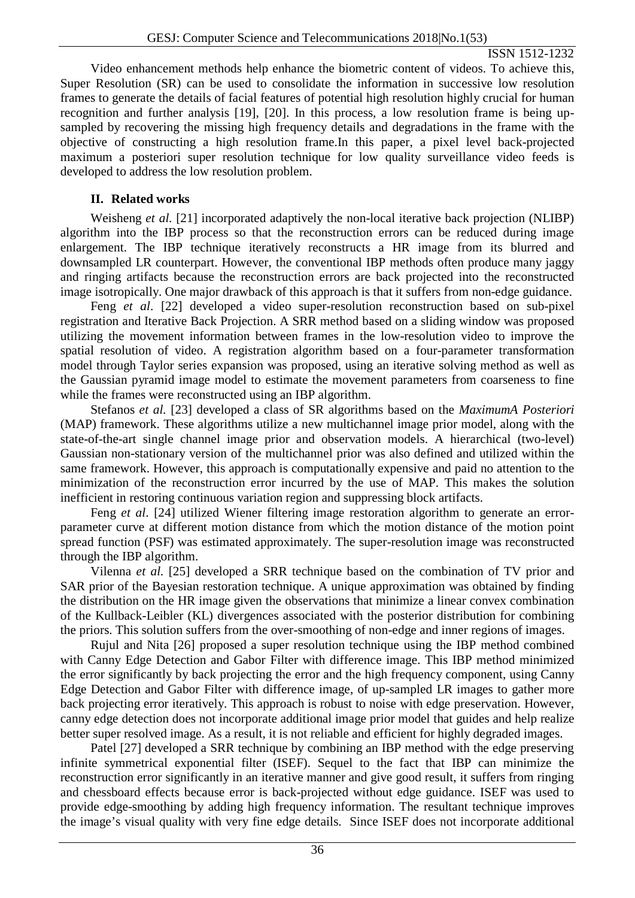Video enhancement methods help enhance the biometric content of videos. To achieve this, Super Resolution (SR) can be used to consolidate the information in successive low resolution frames to generate the details of facial features of potential high resolution highly crucial for human recognition and further analysis [19], [20]. In this process, a low resolution frame is being up-sampled by recovering the missing high frequency details and degradations in the frame with the objective of constructing a high resolution frame.In this paper, a pixel level back-projected maximum a posteriori super resolution technique for low quality surveillance video feeds is developed to address the low resolution problem.

## II. Related works

Weisheng *et al.* [21] incorporated adaptively the non-local iterative back projection (NLIBP) algorithm into the IBP process so that the reconstruction errors can be reduced during image enlargement. The IBP technique iteratively reconstructs a HR image from its blurred and downsampled LR counterpart. However, the conventional IBP methods often produce many jaggy and ringing artifacts because the reconstruction errors are back projected into the reconstructed image isotropically. One major drawback of this approach is that it suffers from non-edge guidance.

Feng *et al*. [22] developed a video super-resolution reconstruction based on sub-pixel registration and Iterative Back Projection. A SRR method based on a sliding window was proposed utilizing the movement information between frames in the low-resolution video to improve the spatial resolution of video. A registration algorithm based on a four-parameter transformation model through Taylor series expansion was proposed, using an iterative solving method as well as the Gaussian pyramid image model to estimate the movement parameters from coarseness to fine while the frames were reconstructed using an IBP algorithm.

Stefanos *et al.* [23] developed a class of SR algorithms based on the *MaximumA Posteriori* (MAP) framework. These algorithms utilize a new multichannel image prior model, along with the state-of-the-art single channel image prior and observation models. A hierarchical (two-level) Gaussian non-stationary version of the multichannel prior was also defined and utilized within the same framework. However, this approach is computationally expensive and paid no attention to the minimization of the reconstruction error incurred by the use of MAP. This makes the solution inefficient in restoring continuous variation region and suppressing block artifacts.

Feng *et al*. [24] utilized Wiener filtering image restoration algorithm to generate an error-parameter curve at different motion distance from which the motion distance of the motion point spread function (PSF) was estimated approximately. The super-resolution image was reconstructed through the IBP algorithm.

Vilenna *et al.* [25] developed a SRR technique based on the combination of TV prior and SAR prior of the Bayesian restoration technique. A unique approximation was obtained by finding the distribution on the HR image given the observations that minimize a linear convex combination of the Kullback-Leibler (KL) divergences associated with the posterior distribution for combining the priors. This solution suffers from the over-smoothing of non-edge and inner regions of images.

Rujul and Nita [26] proposed a super resolution technique using the IBP method combined with Canny Edge Detection and Gabor Filter with difference image. This IBP method minimized the error significantly by back projecting the error and the high frequency component, using Canny Edge Detection and Gabor Filter with difference image, of up-sampled LR images to gather more back projecting error iteratively. This approach is robust to noise with edge preservation. However, canny edge detection does not incorporate additional image prior model that guides and help realize better super resolved image. As a result, it is not reliable and efficient for highly degraded images.

Patel [27] developed a SRR technique by combining an IBP method with the edge preserving infinite symmetrical exponential filter (ISEF). Sequel to the fact that IBP can minimize the reconstruction error significantly in an iterative manner and give good result, it suffers from ringing and chessboard effects because error is back-projected without edge guidance. ISEF was used to provide edge-smoothing by adding high frequency information. The resultant technique improves the image's visual quality with very fine edge details. Since ISEF does not incorporate additional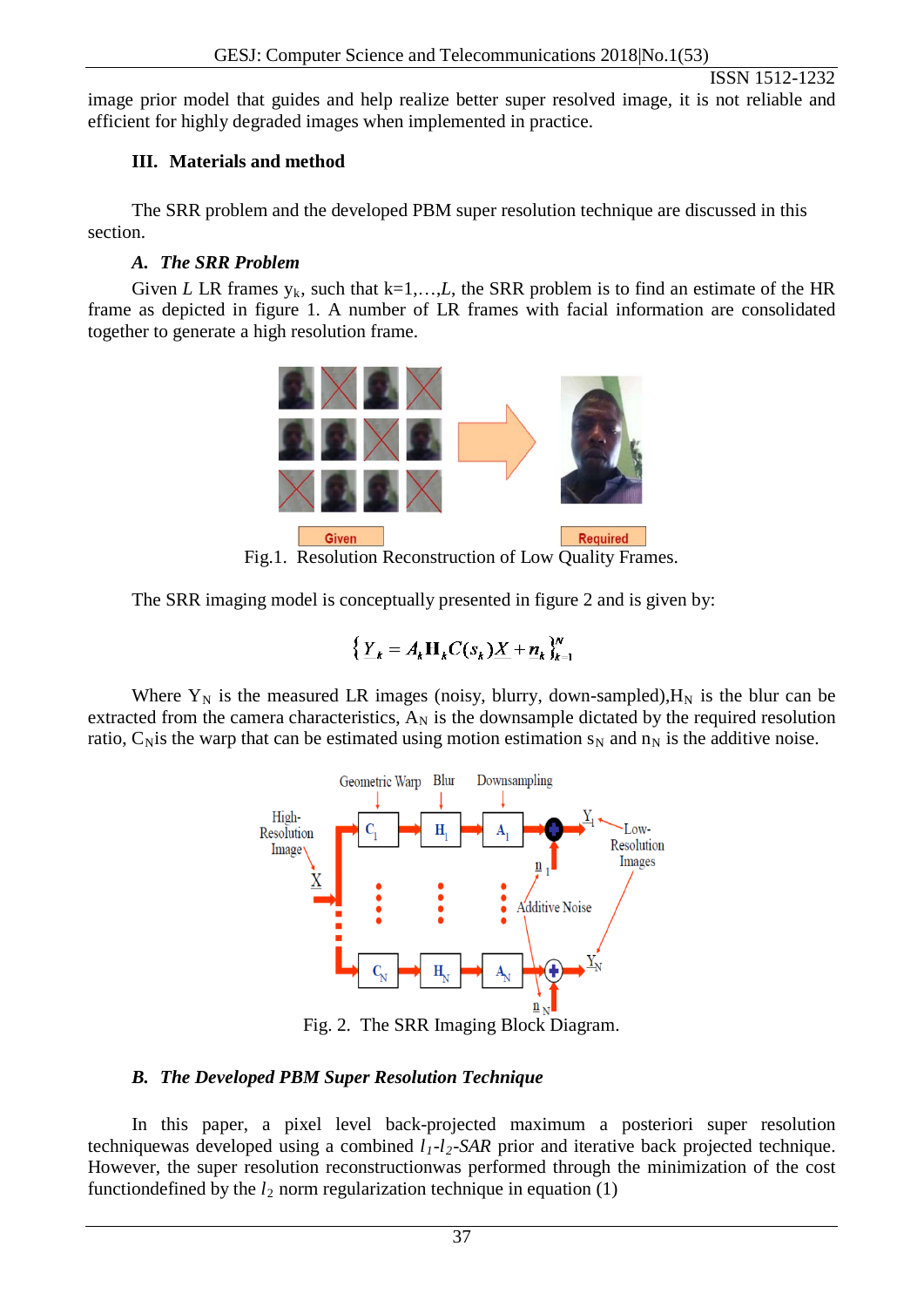image prior model that guides and help realize better super resolved image, it is not reliable and efficient for highly degraded images when implemented in practice.

## III. Materials and method

The SRR problem and the developed PBM super resolution technique are discussed in this section.

### *A. The SRR Problem*

Given $L$ LR frames $y_k$, such that k=1,…,$L$, the SRR problem is to find an estimate of the HR frame as depicted in figure 1. A number of LR frames with facial information are consolidated together to generate a high resolution frame.

Fig.1. Resolution Reconstruction of Low Quality Frames.

The SRR imaging model is conceptually presented in figure 2 and is given by:

$$\{ \underline{Y}_k = A_k \mathbf{H}_k C(s_k) \underline{X} + n_k \}_{k=1}^{N}$$

Where $Y_N$ is the measured LR images (noisy, blurry, down-sampled),$H_N$ is the blur can be extracted from the camera characteristics, $A_N$ is the downsample dictated by the required resolution ratio, $C_N$is the warp that can be estimated using motion estimation $s_N$ and $n_N$ is the additive noise.

Fig. 2. The SRR Imaging Block Diagram.

### *B. The Developed PBM Super Resolution Technique*

In this paper, a pixel level back-projected maximum a posteriori super resolution techniquewas developed using a combined $l_1$-$l_2$-*SAR* prior and iterative back projected technique. However, the super resolution reconstructionwas performed through the minimization of the cost functiondefined by the $l_2$ norm regularization technique in equation (1)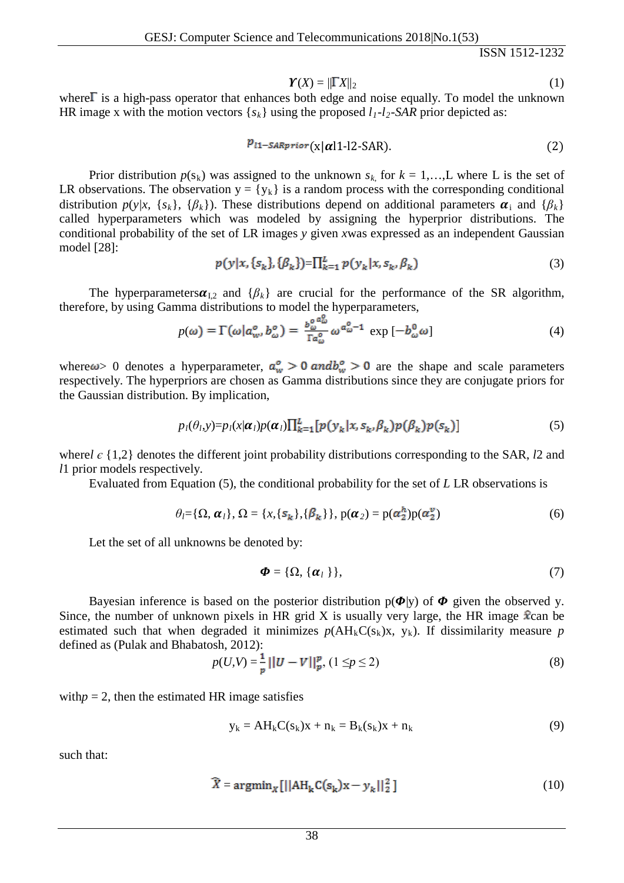$$\boldsymbol{\Upsilon}(X) = \|\Gamma X\|_2 \tag{1}$$

where $\Gamma$ is a high-pass operator that enhances both edge and noise equally. To model the unknown HR image x with the motion vectors $\{s_k\}$ using the proposed $l_1$-$l_2$-*SAR* prior depicted as:

$$p_{l1-SARprior}(\mathrm{x}|\boldsymbol{\alpha}\mathrm{l1\text{-}l2\text{-}SAR}). \tag{2}$$

Prior distribution $p(\mathrm{s_k})$ was assigned to the unknown $s_k$, for $k = 1,\ldots,$L where L is the set of LR observations. The observation $\mathrm{y} = \{\mathrm{y_k}\}$ is a random process with the corresponding conditional distribution $p(y|x, \{s_k\}, \{\beta_k\})$. These distributions depend on additional parameters $\boldsymbol{\alpha}_\mathrm{i}$ and $\{\beta_k\}$ called hyperparameters which was modeled by assigning the hyperprior distributions. The conditional probability of the set of LR images *y* given *x*was expressed as an independent Gaussian model [28]:

$$p(y|x,\{s_k\},\{\beta_k\})=\prod_{k=1}^{L} p(y_k|x,s_k,\beta_k) \tag{3}$$

The hyperparameters$\boldsymbol{\alpha}_{1,2}$ and $\{\beta_k\}$ are crucial for the performance of the SR algorithm, therefore, by using Gamma distributions to model the hyperparameters,

$$p(\omega) = \Gamma(\omega|a_w^o, b_\omega^o) = \frac{{b_\omega^o}^{a_\omega^o}}{\Gamma a_\omega^o}\,\omega^{a_\omega^o-1}\,\exp\left[-b_\omega^0\omega\right] \tag{4}$$

where$\omega > 0$ denotes a hyperparameter, $a_w^o > 0$ and$b_w^o > 0$ are the shape and scale parameters respectively. The hyperpriors are chosen as Gamma distributions since they are conjugate priors for the Gaussian distribution. By implication,

$$p_l(\theta_l,y)=p_l(x|\boldsymbol{\alpha}_l)p(\boldsymbol{\alpha}_l)\prod_{k=1}^{L}[p(y_k|x,s_k,\beta_k)p(\beta_k)p(s_k)] \tag{5}$$

where$l \in \{1,2\}$ denotes the different joint probability distributions corresponding to the SAR, *l*2 and *l*1 prior models respectively.

Evaluated from Equation (5), the conditional probability for the set of *L* LR observations is

$$\theta_l=\{\Omega, \boldsymbol{\alpha}_l\},\ \Omega = \{x,\{s_k\},\{\beta_k\}\},\ \mathrm{p}(\boldsymbol{\alpha}_2) = \mathrm{p}(\alpha_2^h)\mathrm{p}(\alpha_2^v) \tag{6}$$

Let the set of all unknowns be denoted by:

$$\boldsymbol{\Phi} = \{\Omega, \{\boldsymbol{\alpha}_l\}\}, \tag{7}$$

Bayesian inference is based on the posterior distribution $\mathrm{p}(\boldsymbol{\Phi}|\mathrm{y})$ of $\boldsymbol{\Phi}$ given the observed y. Since, the number of unknown pixels in HR grid X is usually very large, the HR image $\hat{x}$can be estimated such that when degraded it minimizes $p(\mathrm{AH_kC(s_k)x},\ \mathrm{y_k})$. If dissimilarity measure *p* defined as (Pulak and Bhabatosh, 2012):

$$p(U,V) = \frac{1}{p}\|U - V\|_p^p,\ (1 \leq p \leq 2) \tag{8}$$

with$p = 2$, then the estimated HR image satisfies

$$\mathrm{y_k} = \mathrm{AH_kC(s_k)x} + \mathrm{n_k} = \mathrm{B_k(s_k)x} + \mathrm{n_k} \tag{9}$$

such that:

$$\widehat{X} = \mathrm{argmin}_x\left[\|\mathrm{AH_kC(s_k)x} - y_k\|_2^2\right] \tag{10}$$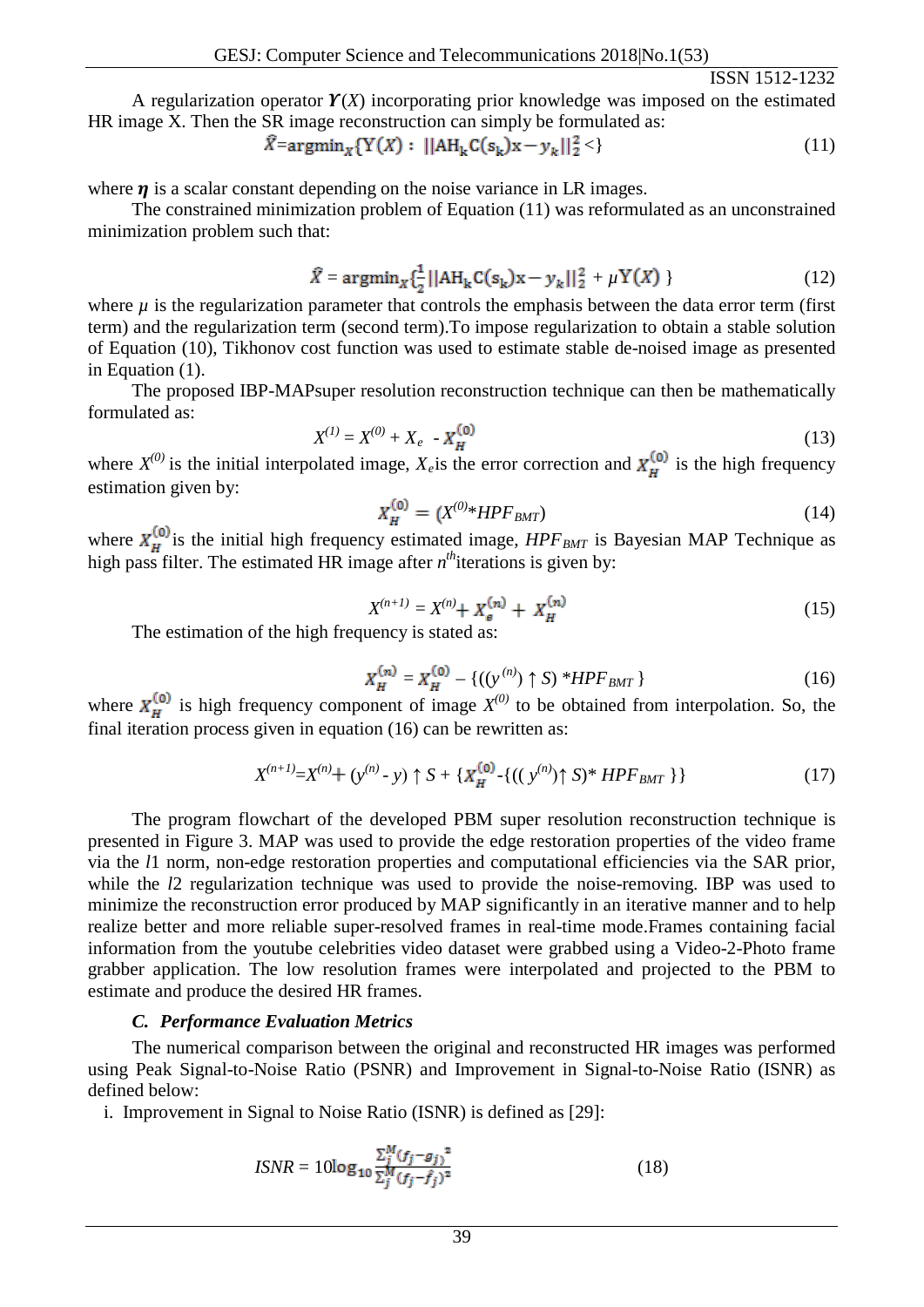A regularization operator $\Upsilon(X)$ incorporating prior knowledge was imposed on the estimated HR image X. Then the SR image reconstruction can simply be formulated as:

$$\hat{X}=\text{argmin}_X\{\Upsilon(X) : \ ||\text{AH}_\text{k}\text{C}(\text{s}_\text{k})\text{x}-y_k||_2^2 <\} \tag{11}$$

where $\boldsymbol{\eta}$ is a scalar constant depending on the noise variance in LR images.

The constrained minimization problem of Equation (11) was reformulated as an unconstrained minimization problem such that:

$$\hat{X} = \text{argmin}_X\{\frac{1}{2}||\text{AH}_\text{k}\text{C}(\text{s}_\text{k})\text{x}-y_k||_2^2 + \mu\Upsilon(X) \} \tag{12}$$

where $\mu$ is the regularization parameter that controls the emphasis between the data error term (first term) and the regularization term (second term).To impose regularization to obtain a stable solution of Equation (10), Tikhonov cost function was used to estimate stable de-noised image as presented in Equation (1).

The proposed IBP-MAPsuper resolution reconstruction technique can then be mathematically formulated as:

$$X^{(1)} = X^{(0)} + X_e \ - X_H^{(0)} \tag{13}$$

where $X^{(0)}$ is the initial interpolated image, $X_e$is the error correction and $X_H^{(0)}$ is the high frequency estimation given by:

$$X_H^{(0)} = (X^{(0)}*HPF_{BMT}) \tag{14}$$

where $X_H^{(0)}$ is the initial high frequency estimated image, $HPF_{BMT}$ is Bayesian MAP Technique as high pass filter. The estimated HR image after $n^{th}$iterations is given by:

$$X^{(n+1)} = X^{(n)}+ X_e^{(n)} + X_H^{(n)} \tag{15}$$

The estimation of the high frequency is stated as:

$$X_H^{(n)} = X_H^{(0)} - \{((y^{(n)}) \uparrow S) *HPF_{BMT} \} \tag{16}$$

where $X_H^{(0)}$ is high frequency component of image $X^{(0)}$ to be obtained from interpolation. So, the final iteration process given in equation (16) can be rewritten as:

$$X^{(n+1)}=X^{(n)}+ (y^{(n)} - y) \uparrow S + \{X_H^{(0)}-\{((y^{(n)})\uparrow S)* HPF_{BMT} \}\} \tag{17}$$

The program flowchart of the developed PBM super resolution reconstruction technique is presented in Figure 3. MAP was used to provide the edge restoration properties of the video frame via the $l1$ norm, non-edge restoration properties and computational efficiencies via the SAR prior, while the $l2$ regularization technique was used to provide the noise-removing. IBP was used to minimize the reconstruction error produced by MAP significantly in an iterative manner and to help realize better and more reliable super-resolved frames in real-time mode.Frames containing facial information from the youtube celebrities video dataset were grabbed using a Video-2-Photo frame grabber application. The low resolution frames were interpolated and projected to the PBM to estimate and produce the desired HR frames.

### *C. Performance Evaluation Metrics*

The numerical comparison between the original and reconstructed HR images was performed using Peak Signal-to-Noise Ratio (PSNR) and Improvement in Signal-to-Noise Ratio (ISNR) as defined below:

i. Improvement in Signal to Noise Ratio (ISNR) is defined as [29]:

$$ISNR = 10\log_{10}\frac{\sum_j^M(f_j-g_j)^2}{\sum_j^M(f_j-\hat{f}_j)^2} \tag{18}$$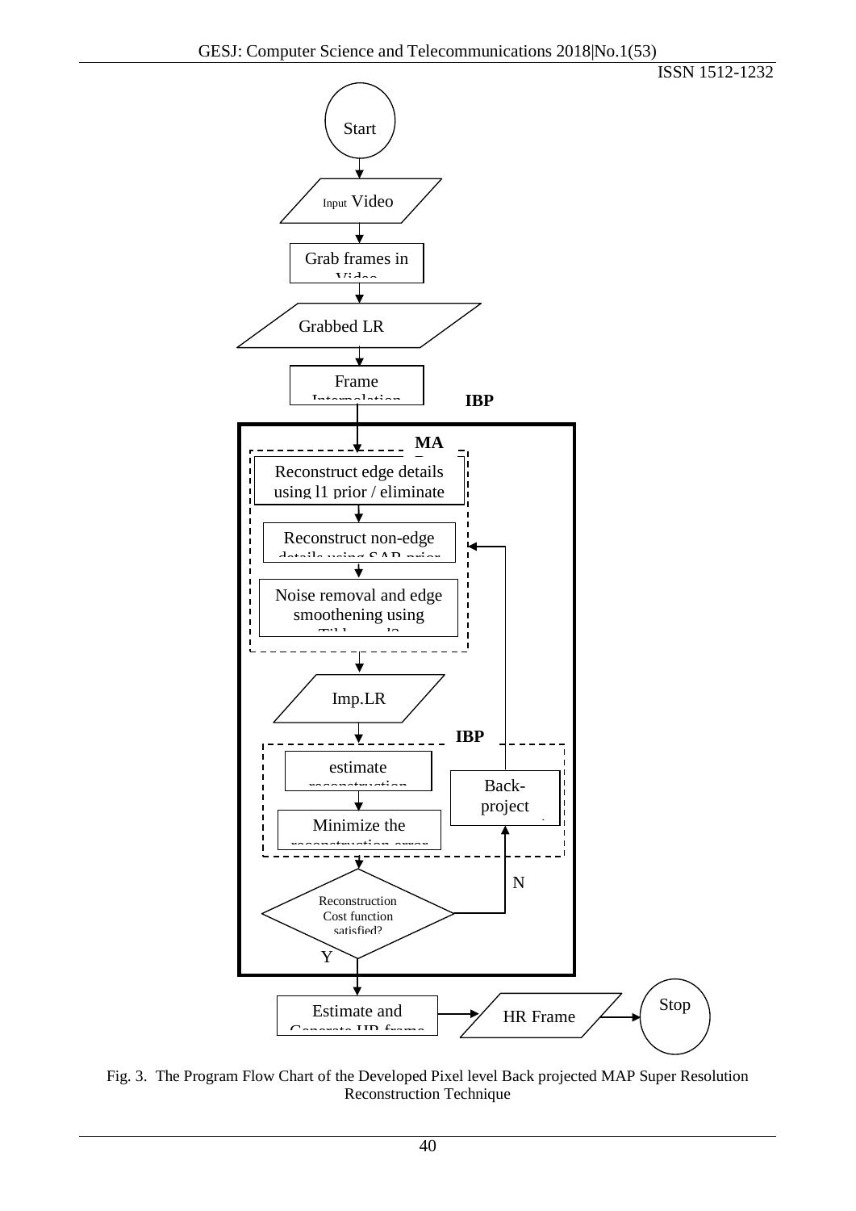Fig. 3. The Program Flow Chart of the Developed Pixel level Back projected MAP Super Resolution Reconstruction Technique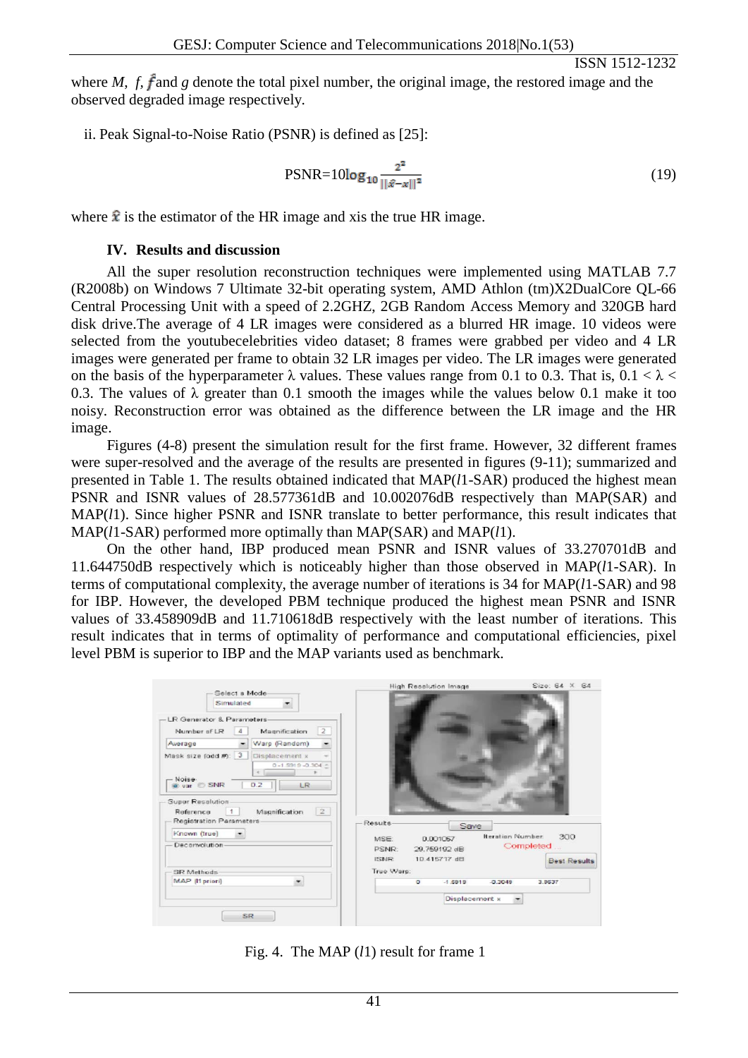where $M$, $f$, $\hat{f}$ and $g$ denote the total pixel number, the original image, the restored image and the observed degraded image respectively.

ii. Peak Signal-to-Noise Ratio (PSNR) is defined as [25]:

$$\text{PSNR}=10\log_{10}\frac{2^2}{\|\hat{x}-x\|^2} \tag{19}$$

where $\hat{x}$ is the estimator of the HR image and xis the true HR image.

## IV. Results and discussion

All the super resolution reconstruction techniques were implemented using MATLAB 7.7 (R2008b) on Windows 7 Ultimate 32-bit operating system, AMD Athlon (tm)X2DualCore QL-66 Central Processing Unit with a speed of 2.2GHZ, 2GB Random Access Memory and 320GB hard disk drive.The average of 4 LR images were considered as a blurred HR image. 10 videos were selected from the youtubecelebrities video dataset; 8 frames were grabbed per video and 4 LR images were generated per frame to obtain 32 LR images per video. The LR images were generated on the basis of the hyperparameter λ values. These values range from 0.1 to 0.3. That is, $0.1 < \lambda < 0.3$. The values of λ greater than 0.1 smooth the images while the values below 0.1 make it too noisy. Reconstruction error was obtained as the difference between the LR image and the HR image.

Figures (4-8) present the simulation result for the first frame. However, 32 different frames were super-resolved and the average of the results are presented in figures (9-11); summarized and presented in Table 1. The results obtained indicated that MAP(*l*1-SAR) produced the highest mean PSNR and ISNR values of 28.577361dB and 10.002076dB respectively than MAP(SAR) and MAP(*l*1). Since higher PSNR and ISNR translate to better performance, this result indicates that MAP(*l*1-SAR) performed more optimally than MAP(SAR) and MAP(*l*1).

On the other hand, IBP produced mean PSNR and ISNR values of 33.270701dB and 11.644750dB respectively which is noticeably higher than those observed in MAP(*l*1-SAR). In terms of computational complexity, the average number of iterations is 34 for MAP(*l*1-SAR) and 98 for IBP. However, the developed PBM technique produced the highest mean PSNR and ISNR values of 33.458909dB and 11.710618dB respectively with the least number of iterations. This result indicates that in terms of optimality of performance and computational efficiencies, pixel level PBM is superior to IBP and the MAP variants used as benchmark.

Fig. 4. The MAP (*l*1) result for frame 1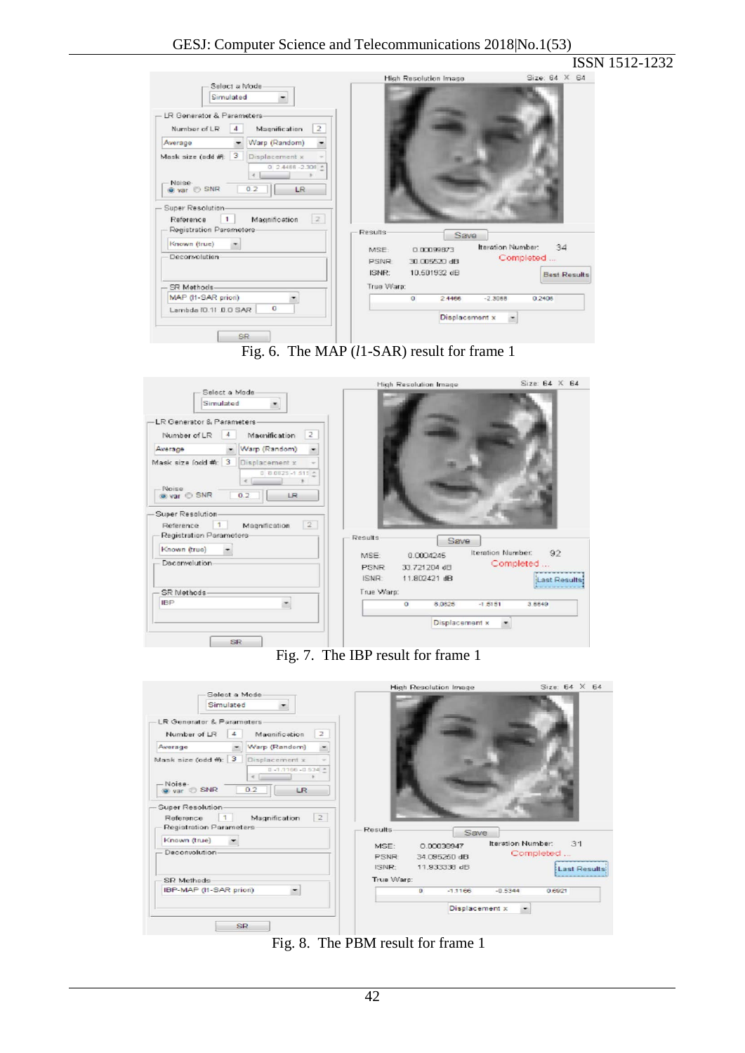Fig. 6. The MAP ($l$1-SAR) result for frame 1

Fig. 7. The IBP result for frame 1

Fig. 8. The PBM result for frame 1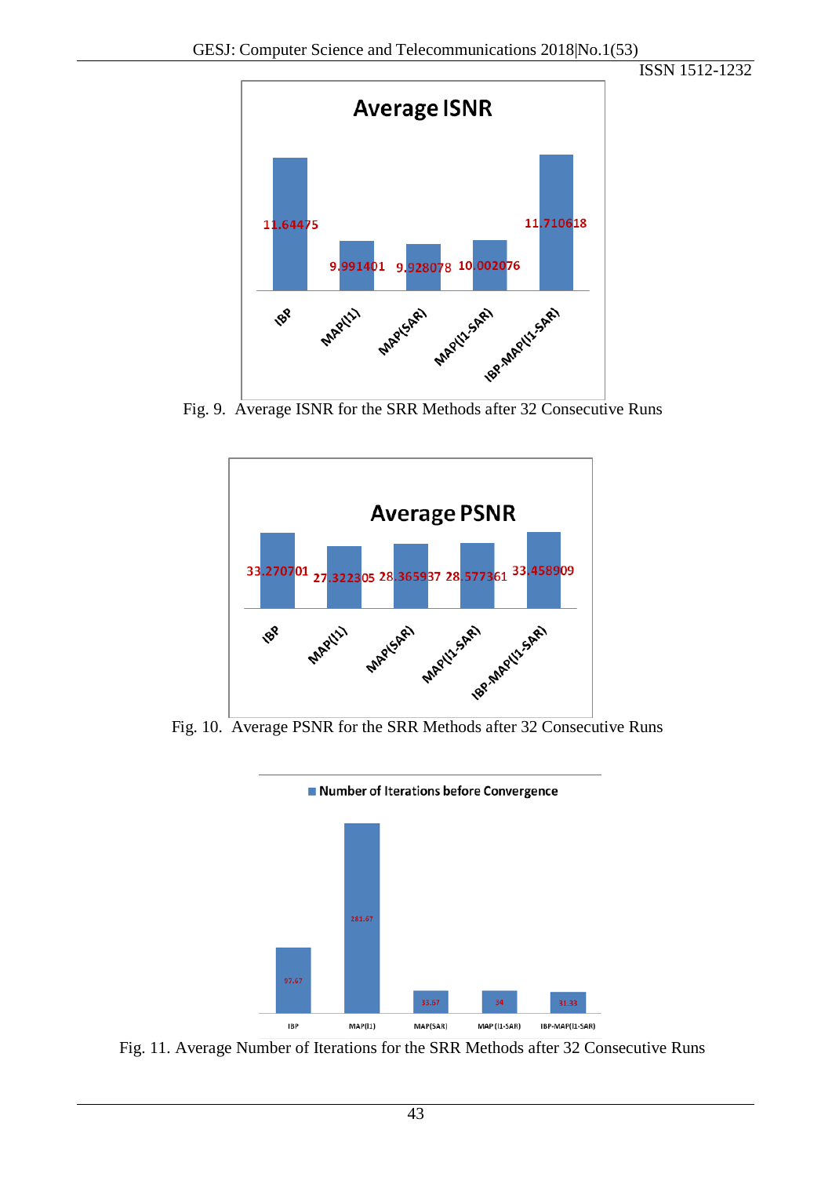Fig. 9. Average ISNR for the SRR Methods after 32 Consecutive Runs

Fig. 10. Average PSNR for the SRR Methods after 32 Consecutive Runs

Fig. 11. Average Number of Iterations for the SRR Methods after 32 Consecutive Runs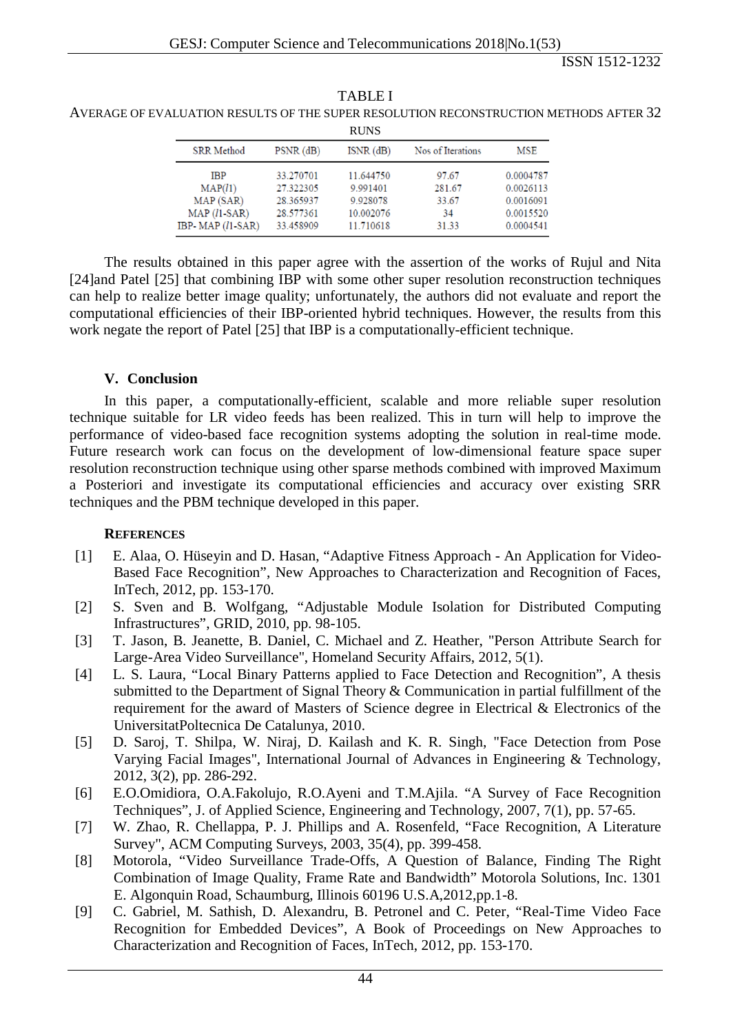TABLE I

AVERAGE OF EVALUATION RESULTS OF THE SUPER RESOLUTION RECONSTRUCTION METHODS AFTER 32 RUNS

| SRR Method | PSNR (dB) | ISNR (dB) | Nos of Iterations | MSE |
|---|---|---|---|---|
| IBP | 33.270701 | 11.644750 | 97.67 | 0.0004787 |
| MAP(*l*1) | 27.322305 | 9.991401 | 281.67 | 0.0026113 |
| MAP (SAR) | 28.365937 | 9.928078 | 33.67 | 0.0016091 |
| MAP (*l*1-SAR) | 28.577361 | 10.002076 | 34 | 0.0015520 |
| IBP- MAP (*l*1-SAR) | 33.458909 | 11.710618 | 31.33 | 0.0004541 |

The results obtained in this paper agree with the assertion of the works of Rujul and Nita [24]and Patel [25] that combining IBP with some other super resolution reconstruction techniques can help to realize better image quality; unfortunately, the authors did not evaluate and report the computational efficiencies of their IBP-oriented hybrid techniques. However, the results from this work negate the report of Patel [25] that IBP is a computationally-efficient technique.

## V. Conclusion

In this paper, a computationally-efficient, scalable and more reliable super resolution technique suitable for LR video feeds has been realized. This in turn will help to improve the performance of video-based face recognition systems adopting the solution in real-time mode. Future research work can focus on the development of low-dimensional feature space super resolution reconstruction technique using other sparse methods combined with improved Maximum a Posteriori and investigate its computational efficiencies and accuracy over existing SRR techniques and the PBM technique developed in this paper.

### REFERENCES

[1] E. Alaa, O. Hüseyin and D. Hasan, “Adaptive Fitness Approach - An Application for Video-Based Face Recognition”, New Approaches to Characterization and Recognition of Faces, InTech, 2012, pp. 153-170.

[2] S. Sven and B. Wolfgang, “Adjustable Module Isolation for Distributed Computing Infrastructures”, GRID, 2010, pp. 98-105.

[3] T. Jason, B. Jeanette, B. Daniel, C. Michael and Z. Heather, "Person Attribute Search for Large-Area Video Surveillance", Homeland Security Affairs, 2012, 5(1).

[4] L. S. Laura, “Local Binary Patterns applied to Face Detection and Recognition”, A thesis submitted to the Department of Signal Theory & Communication in partial fulfillment of the requirement for the award of Masters of Science degree in Electrical & Electronics of the UniversitatPoltecnica De Catalunya, 2010.

[5] D. Saroj, T. Shilpa, W. Niraj, D. Kailash and K. R. Singh, "Face Detection from Pose Varying Facial Images", International Journal of Advances in Engineering & Technology, 2012, 3(2), pp. 286-292.

[6] E.O.Omidiora, O.A.Fakolujo, R.O.Ayeni and T.M.Ajila. “A Survey of Face Recognition Techniques”, J. of Applied Science, Engineering and Technology, 2007, 7(1), pp. 57-65.

[7] W. Zhao, R. Chellappa, P. J. Phillips and A. Rosenfeld, “Face Recognition, A Literature Survey", ACM Computing Surveys, 2003, 35(4), pp. 399-458.

[8] Motorola, “Video Surveillance Trade-Offs, A Question of Balance, Finding The Right Combination of Image Quality, Frame Rate and Bandwidth” Motorola Solutions, Inc. 1301 E. Algonquin Road, Schaumburg, Illinois 60196 U.S.A,2012,pp.1-8.

[9] C. Gabriel, M. Sathish, D. Alexandru, B. Petronel and C. Peter, “Real-Time Video Face Recognition for Embedded Devices”, A Book of Proceedings on New Approaches to Characterization and Recognition of Faces, InTech, 2012, pp. 153-170.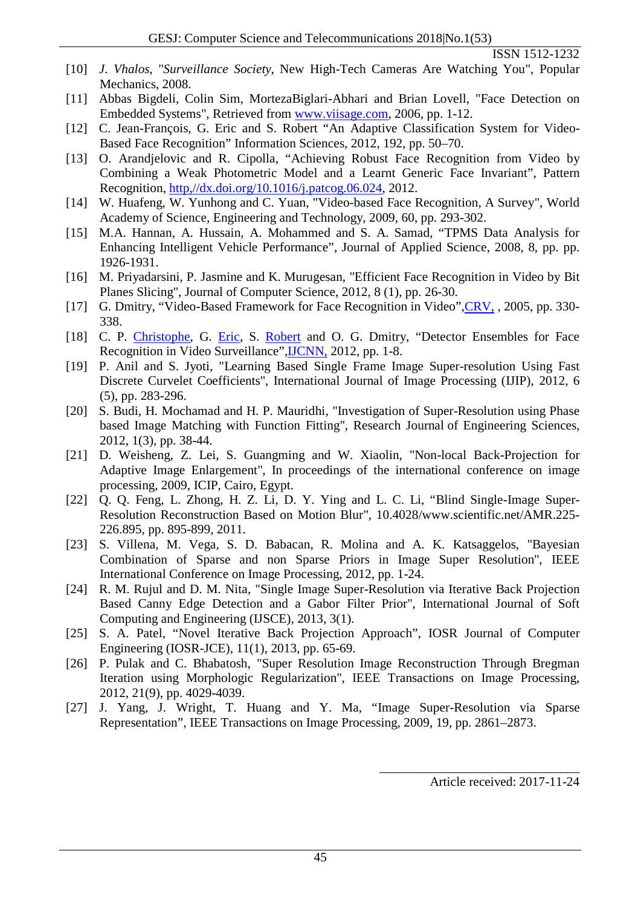[10] *J. Vhalos*, "*Surveillance Society*, New High-Tech Cameras Are Watching You", Popular Mechanics, 2008.

[11] Abbas Bigdeli, Colin Sim, MortezaBiglari-Abhari and Brian Lovell, "Face Detection on Embedded Systems", Retrieved from www.viisage.com, 2006, pp. 1-12.

[12] C. Jean-François, G. Eric and S. Robert "An Adaptive Classification System for Video-Based Face Recognition" Information Sciences, 2012, 192, pp. 50–70.

[13] O. Arandjelovic and R. Cipolla, "Achieving Robust Face Recognition from Video by Combining a Weak Photometric Model and a Learnt Generic Face Invariant", Pattern Recognition, http,//dx.doi.org/10.1016/j.patcog.06.024, 2012.

[14] W. Huafeng, W. Yunhong and C. Yuan, "Video-based Face Recognition, A Survey", World Academy of Science, Engineering and Technology, 2009, 60, pp. 293-302.

[15] M.A. Hannan, A. Hussain, A. Mohammed and S. A. Samad, "TPMS Data Analysis for Enhancing Intelligent Vehicle Performance", Journal of Applied Science, 2008, 8, pp. pp. 1926-1931.

[16] M. Priyadarsini, P. Jasmine and K. Murugesan, "Efficient Face Recognition in Video by Bit Planes Slicing", Journal of Computer Science, 2012, 8 (1), pp. 26-30.

[17] G. Dmitry, "Video-Based Framework for Face Recognition in Video",CRV, , 2005, pp. 330-338.

[18] C. P. Christophe, G. Eric, S. Robert and O. G. Dmitry, "Detector Ensembles for Face Recognition in Video Surveillance",IJCNN, 2012, pp. 1-8.

[19] P. Anil and S. Jyoti, "Learning Based Single Frame Image Super-resolution Using Fast Discrete Curvelet Coefficients", International Journal of Image Processing (IJIP), 2012, 6 (5), pp. 283-296.

[20] S. Budi, H. Mochamad and H. P. Mauridhi, "Investigation of Super-Resolution using Phase based Image Matching with Function Fitting", Research Journal of Engineering Sciences, 2012, 1(3), pp. 38-44.

[21] D. Weisheng, Z. Lei, S. Guangming and W. Xiaolin, "Non-local Back-Projection for Adaptive Image Enlargement", In proceedings of the international conference on image processing, 2009, ICIP, Cairo, Egypt.

[22] Q. Q. Feng, L. Zhong, H. Z. Li, D. Y. Ying and L. C. Li, "Blind Single-Image Super-Resolution Reconstruction Based on Motion Blur", 10.4028/www.scientific.net/AMR.225-226.895, pp. 895-899, 2011.

[23] S. Villena, M. Vega, S. D. Babacan, R. Molina and A. K. Katsaggelos, "Bayesian Combination of Sparse and non Sparse Priors in Image Super Resolution", IEEE International Conference on Image Processing, 2012, pp. 1-24.

[24] R. M. Rujul and D. M. Nita, "Single Image Super-Resolution via Iterative Back Projection Based Canny Edge Detection and a Gabor Filter Prior", International Journal of Soft Computing and Engineering (IJSCE), 2013, 3(1).

[25] S. A. Patel, "Novel Iterative Back Projection Approach", IOSR Journal of Computer Engineering (IOSR-JCE), 11(1), 2013, pp. 65-69.

[26] P. Pulak and C. Bhabatosh, "Super Resolution Image Reconstruction Through Bregman Iteration using Morphologic Regularization", IEEE Transactions on Image Processing, 2012, 21(9), pp. 4029-4039.

[27] J. Yang, J. Wright, T. Huang and Y. Ma, "Image Super-Resolution via Sparse Representation", IEEE Transactions on Image Processing, 2009, 19, pp. 2861–2873.

Article received: 2017-11-24